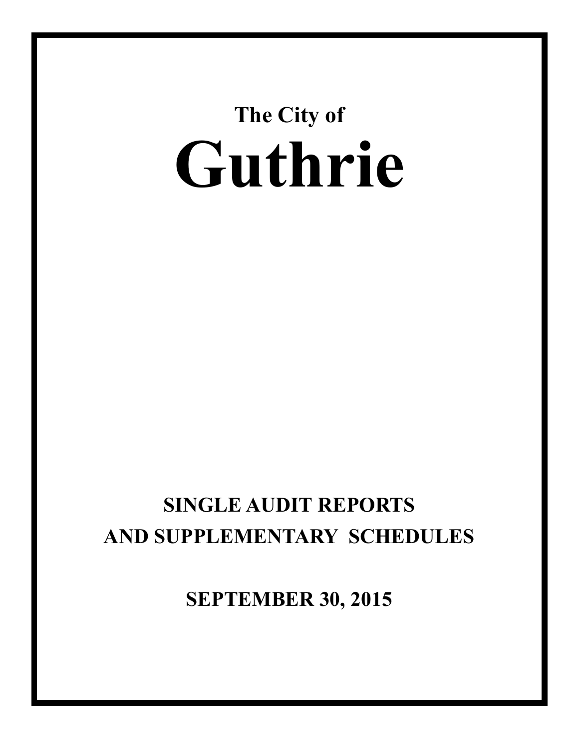**The City of**

# Guthrie

## SINGLE AUDIT REPORTS AND SUPPLEMENTARY SCHEDULES

**SEPTEMBER 30, 2015**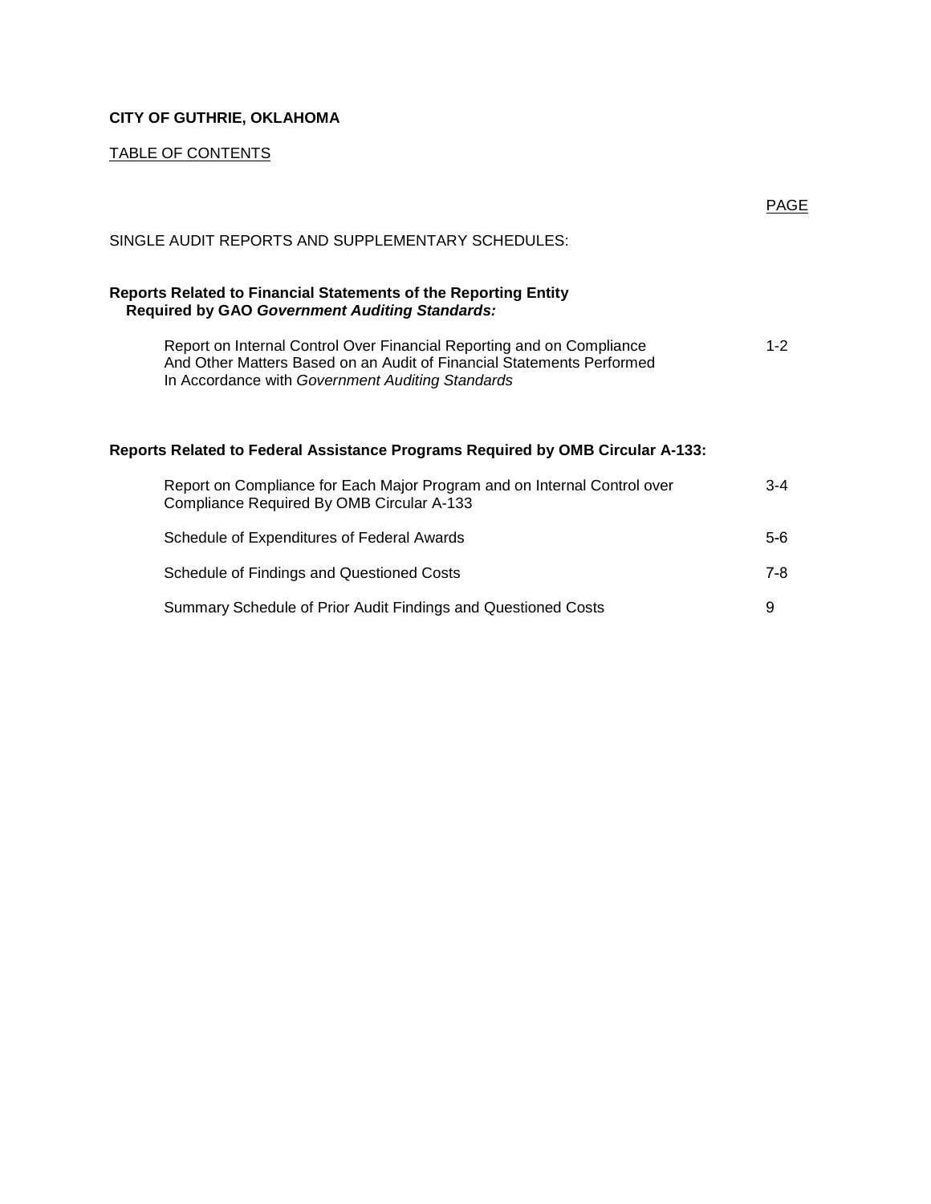**CITY OF GUTHRIE, OKLAHOMA**

TABLE OF CONTENTS

| | PAGE |
|---|---|
| SINGLE AUDIT REPORTS AND SUPPLEMENTARY SCHEDULES: | |
| **Reports Related to Financial Statements of the Reporting Entity Required by GAO *Government Auditing Standards:*** | |
| Report on Internal Control Over Financial Reporting and on Compliance And Other Matters Based on an Audit of Financial Statements Performed In Accordance with *Government Auditing Standards* | 1-2 |
| **Reports Related to Federal Assistance Programs Required by OMB Circular A-133:** | |
| Report on Compliance for Each Major Program and on Internal Control over Compliance Required By OMB Circular A-133 | 3-4 |
| Schedule of Expenditures of Federal Awards | 5-6 |
| Schedule of Findings and Questioned Costs | 7-8 |
| Summary Schedule of Prior Audit Findings and Questioned Costs | 9 |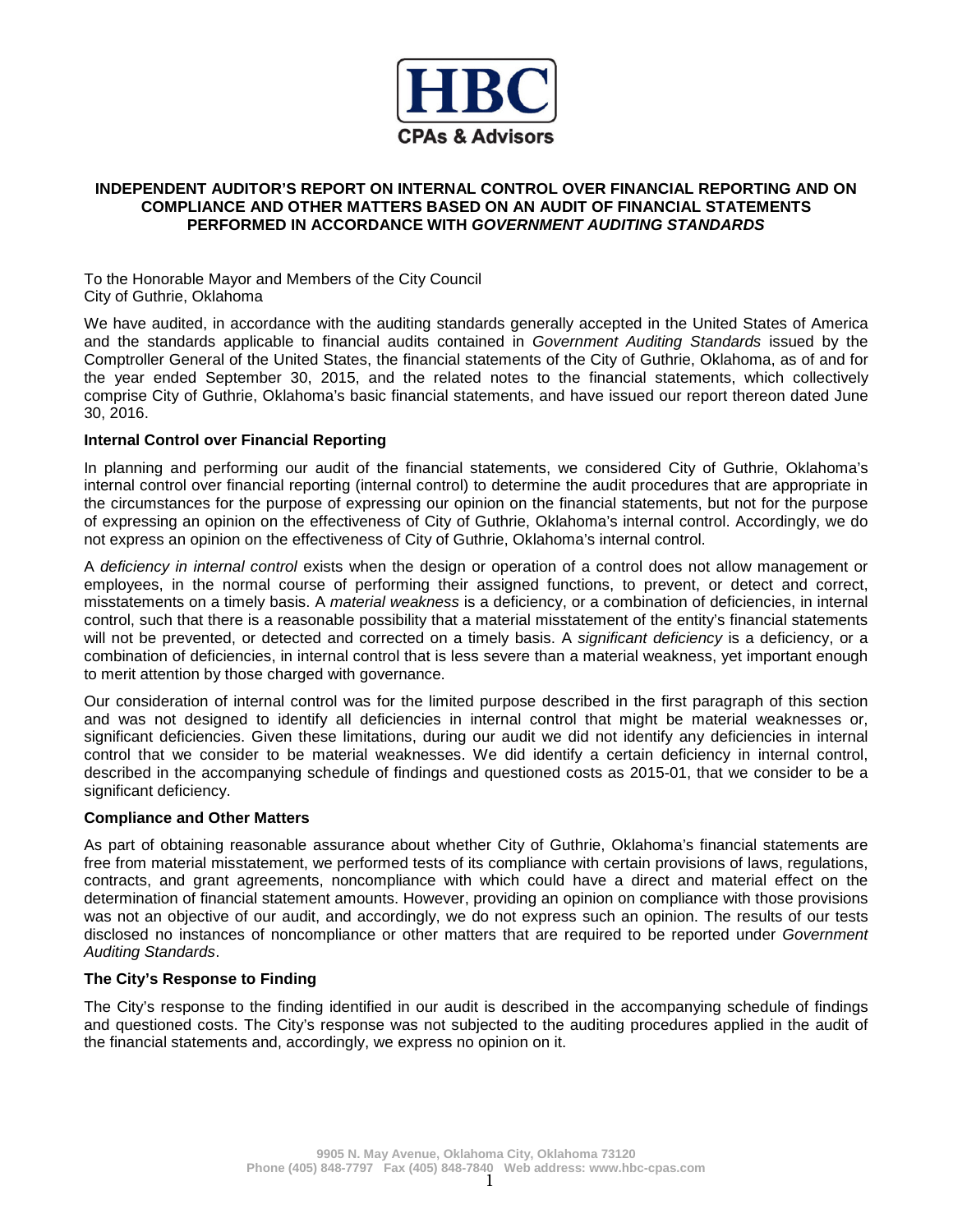HBC
CPAs & Advisors

**INDEPENDENT AUDITOR'S REPORT ON INTERNAL CONTROL OVER FINANCIAL REPORTING AND ON COMPLIANCE AND OTHER MATTERS BASED ON AN AUDIT OF FINANCIAL STATEMENTS PERFORMED IN ACCORDANCE WITH *GOVERNMENT AUDITING STANDARDS***

To the Honorable Mayor and Members of the City Council
City of Guthrie, Oklahoma

We have audited, in accordance with the auditing standards generally accepted in the United States of America and the standards applicable to financial audits contained in *Government Auditing Standards* issued by the Comptroller General of the United States, the financial statements of the City of Guthrie, Oklahoma, as of and for the year ended September 30, 2015, and the related notes to the financial statements, which collectively comprise City of Guthrie, Oklahoma's basic financial statements, and have issued our report thereon dated June 30, 2016.

**Internal Control over Financial Reporting**

In planning and performing our audit of the financial statements, we considered City of Guthrie, Oklahoma's internal control over financial reporting (internal control) to determine the audit procedures that are appropriate in the circumstances for the purpose of expressing our opinion on the financial statements, but not for the purpose of expressing an opinion on the effectiveness of City of Guthrie, Oklahoma's internal control. Accordingly, we do not express an opinion on the effectiveness of City of Guthrie, Oklahoma's internal control.

A *deficiency in internal control* exists when the design or operation of a control does not allow management or employees, in the normal course of performing their assigned functions, to prevent, or detect and correct, misstatements on a timely basis. A *material weakness* is a deficiency, or a combination of deficiencies, in internal control, such that there is a reasonable possibility that a material misstatement of the entity's financial statements will not be prevented, or detected and corrected on a timely basis. A *significant deficiency* is a deficiency, or a combination of deficiencies, in internal control that is less severe than a material weakness, yet important enough to merit attention by those charged with governance.

Our consideration of internal control was for the limited purpose described in the first paragraph of this section and was not designed to identify all deficiencies in internal control that might be material weaknesses or, significant deficiencies. Given these limitations, during our audit we did not identify any deficiencies in internal control that we consider to be material weaknesses. We did identify a certain deficiency in internal control, described in the accompanying schedule of findings and questioned costs as 2015-01, that we consider to be a significant deficiency.

**Compliance and Other Matters**

As part of obtaining reasonable assurance about whether City of Guthrie, Oklahoma's financial statements are free from material misstatement, we performed tests of its compliance with certain provisions of laws, regulations, contracts, and grant agreements, noncompliance with which could have a direct and material effect on the determination of financial statement amounts. However, providing an opinion on compliance with those provisions was not an objective of our audit, and accordingly, we do not express such an opinion. The results of our tests disclosed no instances of noncompliance or other matters that are required to be reported under *Government Auditing Standards*.

**The City's Response to Finding**

The City's response to the finding identified in our audit is described in the accompanying schedule of findings and questioned costs. The City's response was not subjected to the auditing procedures applied in the audit of the financial statements and, accordingly, we express no opinion on it.

9905 N. May Avenue, Oklahoma City, Oklahoma 73120
Phone (405) 848-7797 Fax (405) 848-7840 Web address: www.hbc-cpas.com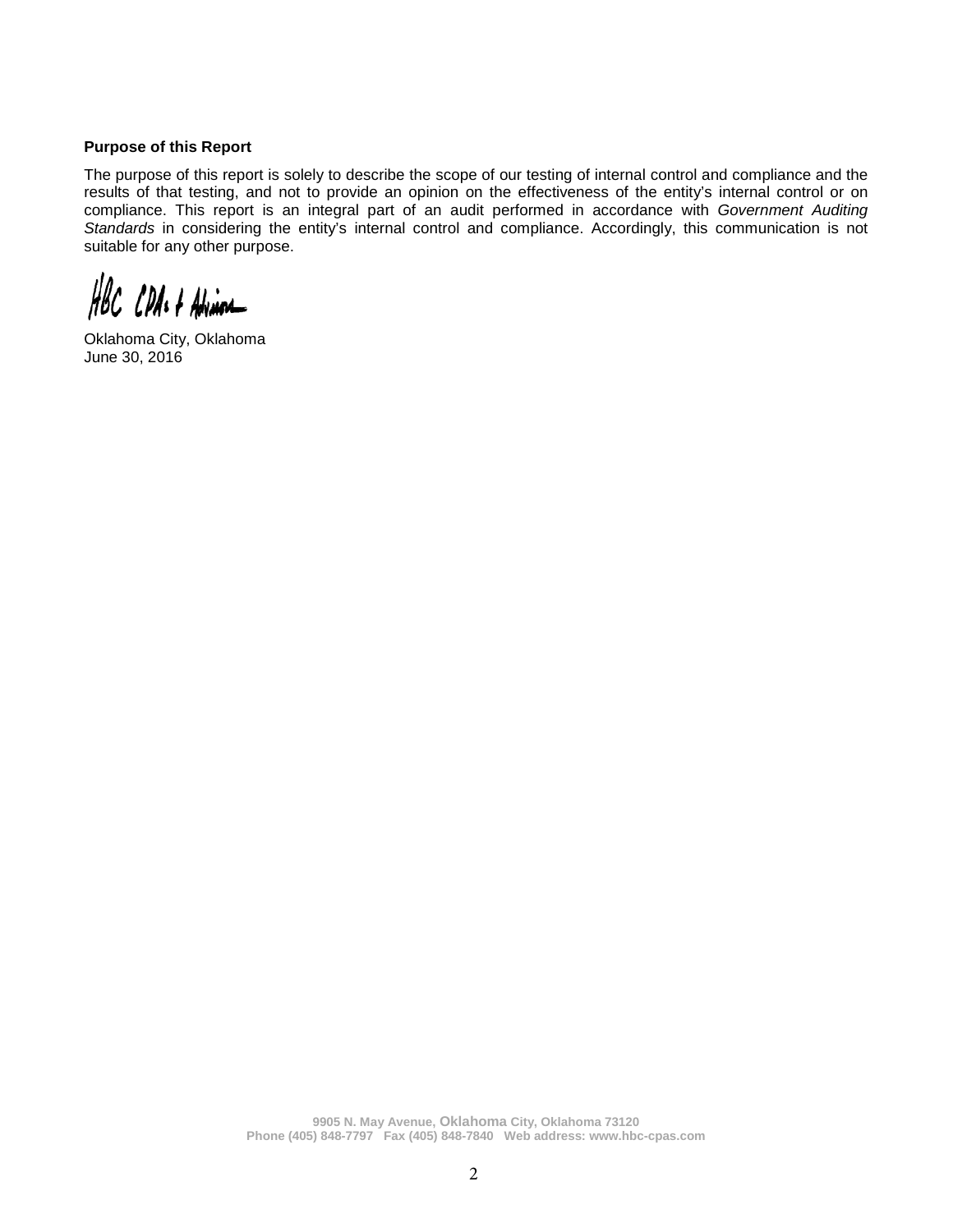**Purpose of this Report**

The purpose of this report is solely to describe the scope of our testing of internal control and compliance and the results of that testing, and not to provide an opinion on the effectiveness of the entity's internal control or on compliance. This report is an integral part of an audit performed in accordance with *Government Auditing Standards* in considering the entity's internal control and compliance. Accordingly, this communication is not suitable for any other purpose.

HBC CPAs & Advisors

Oklahoma City, Oklahoma
June 30, 2016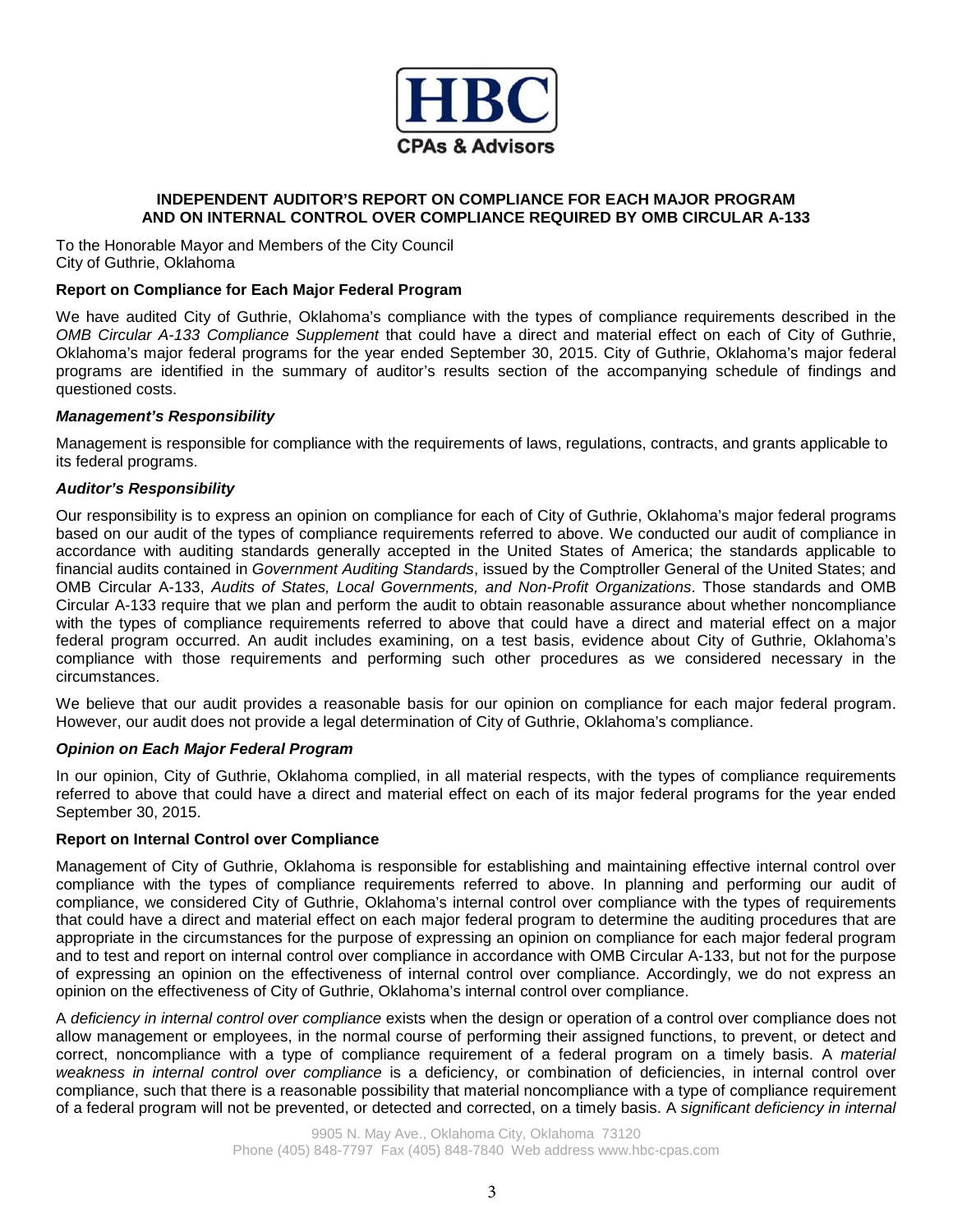**INDEPENDENT AUDITOR'S REPORT ON COMPLIANCE FOR EACH MAJOR PROGRAM AND ON INTERNAL CONTROL OVER COMPLIANCE REQUIRED BY OMB CIRCULAR A-133**

To the Honorable Mayor and Members of the City Council
City of Guthrie, Oklahoma

**Report on Compliance for Each Major Federal Program**

We have audited City of Guthrie, Oklahoma's compliance with the types of compliance requirements described in the *OMB Circular A-133 Compliance Supplement* that could have a direct and material effect on each of City of Guthrie, Oklahoma's major federal programs for the year ended September 30, 2015. City of Guthrie, Oklahoma's major federal programs are identified in the summary of auditor's results section of the accompanying schedule of findings and questioned costs.

***Management's Responsibility***

Management is responsible for compliance with the requirements of laws, regulations, contracts, and grants applicable to its federal programs.

***Auditor's Responsibility***

Our responsibility is to express an opinion on compliance for each of City of Guthrie, Oklahoma's major federal programs based on our audit of the types of compliance requirements referred to above. We conducted our audit of compliance in accordance with auditing standards generally accepted in the United States of America; the standards applicable to financial audits contained in *Government Auditing Standards*, issued by the Comptroller General of the United States; and OMB Circular A-133, *Audits of States, Local Governments, and Non-Profit Organizations*. Those standards and OMB Circular A-133 require that we plan and perform the audit to obtain reasonable assurance about whether noncompliance with the types of compliance requirements referred to above that could have a direct and material effect on a major federal program occurred. An audit includes examining, on a test basis, evidence about City of Guthrie, Oklahoma's compliance with those requirements and performing such other procedures as we considered necessary in the circumstances.

We believe that our audit provides a reasonable basis for our opinion on compliance for each major federal program. However, our audit does not provide a legal determination of City of Guthrie, Oklahoma's compliance.

***Opinion on Each Major Federal Program***

In our opinion, City of Guthrie, Oklahoma complied, in all material respects, with the types of compliance requirements referred to above that could have a direct and material effect on each of its major federal programs for the year ended September 30, 2015.

**Report on Internal Control over Compliance**

Management of City of Guthrie, Oklahoma is responsible for establishing and maintaining effective internal control over compliance with the types of compliance requirements referred to above. In planning and performing our audit of compliance, we considered City of Guthrie, Oklahoma's internal control over compliance with the types of requirements that could have a direct and material effect on each major federal program to determine the auditing procedures that are appropriate in the circumstances for the purpose of expressing an opinion on compliance for each major federal program and to test and report on internal control over compliance in accordance with OMB Circular A-133, but not for the purpose of expressing an opinion on the effectiveness of internal control over compliance. Accordingly, we do not express an opinion on the effectiveness of City of Guthrie, Oklahoma's internal control over compliance.

A *deficiency in internal control over compliance* exists when the design or operation of a control over compliance does not allow management or employees, in the normal course of performing their assigned functions, to prevent, or detect and correct, noncompliance with a type of compliance requirement of a federal program on a timely basis. A *material weakness in internal control over compliance* is a deficiency, or combination of deficiencies, in internal control over compliance, such that there is a reasonable possibility that material noncompliance with a type of compliance requirement of a federal program will not be prevented, or detected and corrected, on a timely basis. A *significant deficiency in internal*

9905 N. May Ave., Oklahoma City, Oklahoma 73120
Phone (405) 848-7797 Fax (405) 848-7840 Web address www.hbc-cpas.com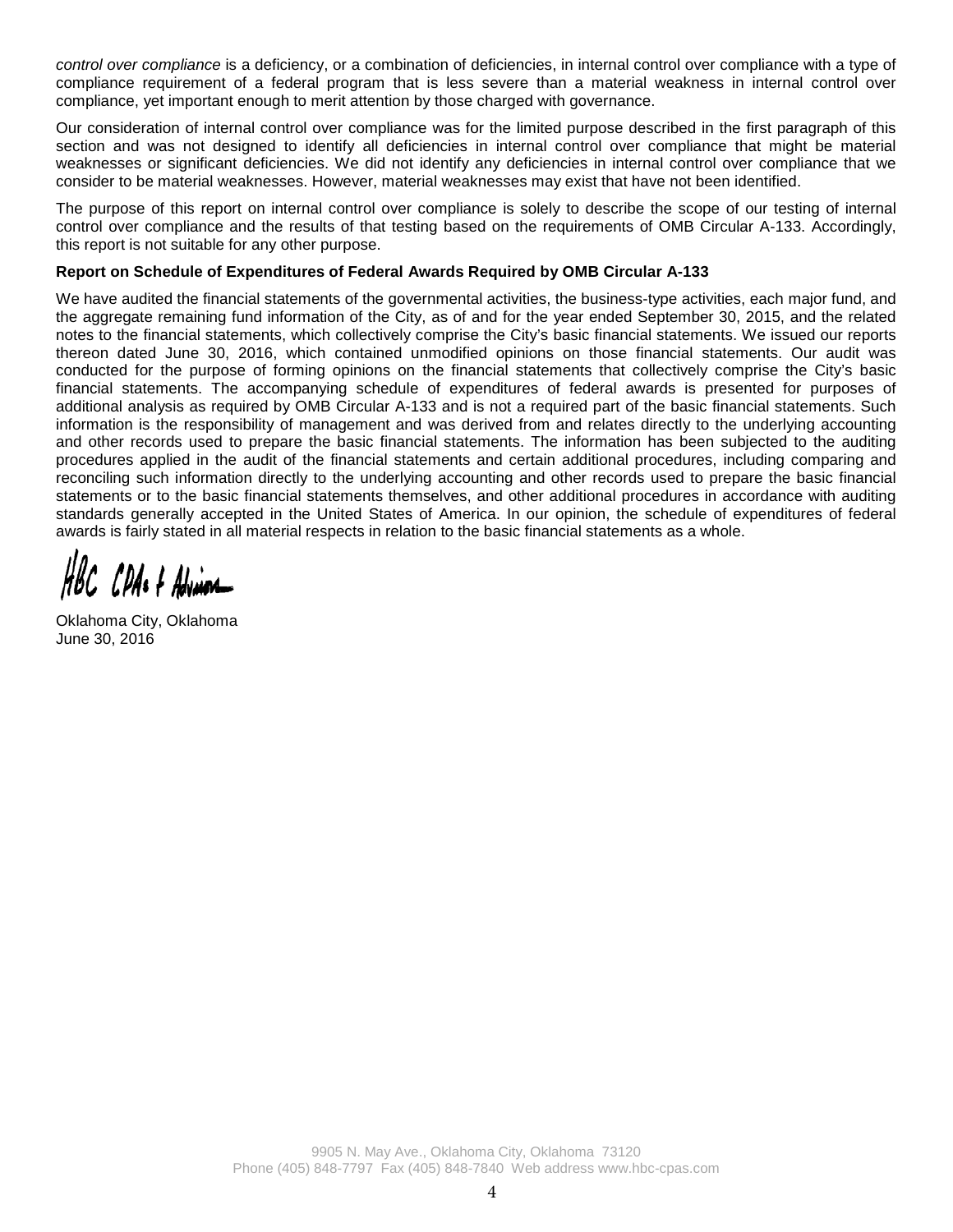*control over compliance* is a deficiency, or a combination of deficiencies, in internal control over compliance with a type of compliance requirement of a federal program that is less severe than a material weakness in internal control over compliance, yet important enough to merit attention by those charged with governance.

Our consideration of internal control over compliance was for the limited purpose described in the first paragraph of this section and was not designed to identify all deficiencies in internal control over compliance that might be material weaknesses or significant deficiencies. We did not identify any deficiencies in internal control over compliance that we consider to be material weaknesses. However, material weaknesses may exist that have not been identified.

The purpose of this report on internal control over compliance is solely to describe the scope of our testing of internal control over compliance and the results of that testing based on the requirements of OMB Circular A-133. Accordingly, this report is not suitable for any other purpose.

**Report on Schedule of Expenditures of Federal Awards Required by OMB Circular A-133**

We have audited the financial statements of the governmental activities, the business-type activities, each major fund, and the aggregate remaining fund information of the City, as of and for the year ended September 30, 2015, and the related notes to the financial statements, which collectively comprise the City's basic financial statements. We issued our reports thereon dated June 30, 2016, which contained unmodified opinions on those financial statements. Our audit was conducted for the purpose of forming opinions on the financial statements that collectively comprise the City's basic financial statements. The accompanying schedule of expenditures of federal awards is presented for purposes of additional analysis as required by OMB Circular A-133 and is not a required part of the basic financial statements. Such information is the responsibility of management and was derived from and relates directly to the underlying accounting and other records used to prepare the basic financial statements. The information has been subjected to the auditing procedures applied in the audit of the financial statements and certain additional procedures, including comparing and reconciling such information directly to the underlying accounting and other records used to prepare the basic financial statements or to the basic financial statements themselves, and other additional procedures in accordance with auditing standards generally accepted in the United States of America. In our opinion, the schedule of expenditures of federal awards is fairly stated in all material respects in relation to the basic financial statements as a whole.

HBC CPAs & Advisors

Oklahoma City, Oklahoma
June 30, 2016

9905 N. May Ave., Oklahoma City, Oklahoma 73120
Phone (405) 848-7797 Fax (405) 848-7840 Web address www.hbc-cpas.com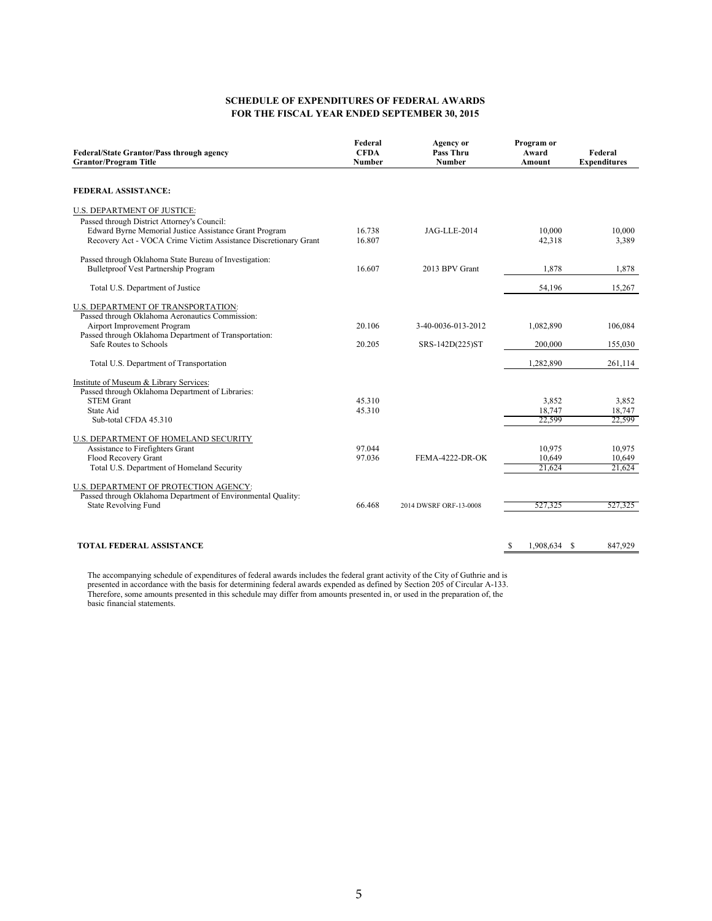**SCHEDULE OF EXPENDITURES OF FEDERAL AWARDS**
**FOR THE FISCAL YEAR ENDED SEPTEMBER 30, 2015**

| Federal/State Grantor/Pass through agency Grantor/Program Title | Federal CFDA Number | Agency or Pass Thru Number | Program or Award Amount | Federal Expenditures |
|---|---|---|---|---|
| **FEDERAL ASSISTANCE:** | | | | |
| U.S. DEPARTMENT OF JUSTICE: | | | | |
| Passed through District Attorney's Council: | | | | |
| Edward Byrne Memorial Justice Assistance Grant Program | 16.738 | JAG-LLE-2014 | 10,000 | 10,000 |
| Recovery Act - VOCA Crime Victim Assistance Discretionary Grant | 16.807 | | 42,318 | 3,389 |
| Passed through Oklahoma State Bureau of Investigation: | | | | |
| Bulletproof Vest Partnership Program | 16.607 | 2013 BPV Grant | 1,878 | 1,878 |
| Total U.S. Department of Justice | | | 54,196 | 15,267 |
| U.S. DEPARTMENT OF TRANSPORTATION: | | | | |
| Passed through Oklahoma Aeronautics Commission: | | | | |
| Airport Improvement Program | 20.106 | 3-40-0036-013-2012 | 1,082,890 | 106,084 |
| Passed through Oklahoma Department of Transportation: | | | | |
| Safe Routes to Schools | 20.205 | SRS-142D(225)ST | 200,000 | 155,030 |
| Total U.S. Department of Transportation | | | 1,282,890 | 261,114 |
| Institute of Museum & Library Services: | | | | |
| Passed through Oklahoma Department of Libraries: | | | | |
| STEM Grant | 45.310 | | 3,852 | 3,852 |
| State Aid | 45.310 | | 18,747 | 18,747 |
| Sub-total CFDA 45.310 | | | 22,599 | 22,599 |
| U.S. DEPARTMENT OF HOMELAND SECURITY | | | | |
| Assistance to Firefighters Grant | 97.044 | | 10,975 | 10,975 |
| Flood Recovery Grant | 97.036 | FEMA-4222-DR-OK | 10,649 | 10,649 |
| Total U.S. Department of Homeland Security | | | 21,624 | 21,624 |
| U.S. DEPARTMENT OF PROTECTION AGENCY: | | | | |
| Passed through Oklahoma Department of Environmental Quality: | | | | |
| State Revolving Fund | 66.468 | 2014 DWSRF ORF-13-0008 | 527,325 | 527,325 |
| **TOTAL FEDERAL ASSISTANCE** | | | $ 1,908,634 | $ 847,929 |

The accompanying schedule of expenditures of federal awards includes the federal grant activity of the City of Guthrie and is presented in accordance with the basis for determining federal awards expended as defined by Section 205 of Circular A-133. Therefore, some amounts presented in this schedule may differ from amounts presented in, or used in the preparation of, the basic financial statements.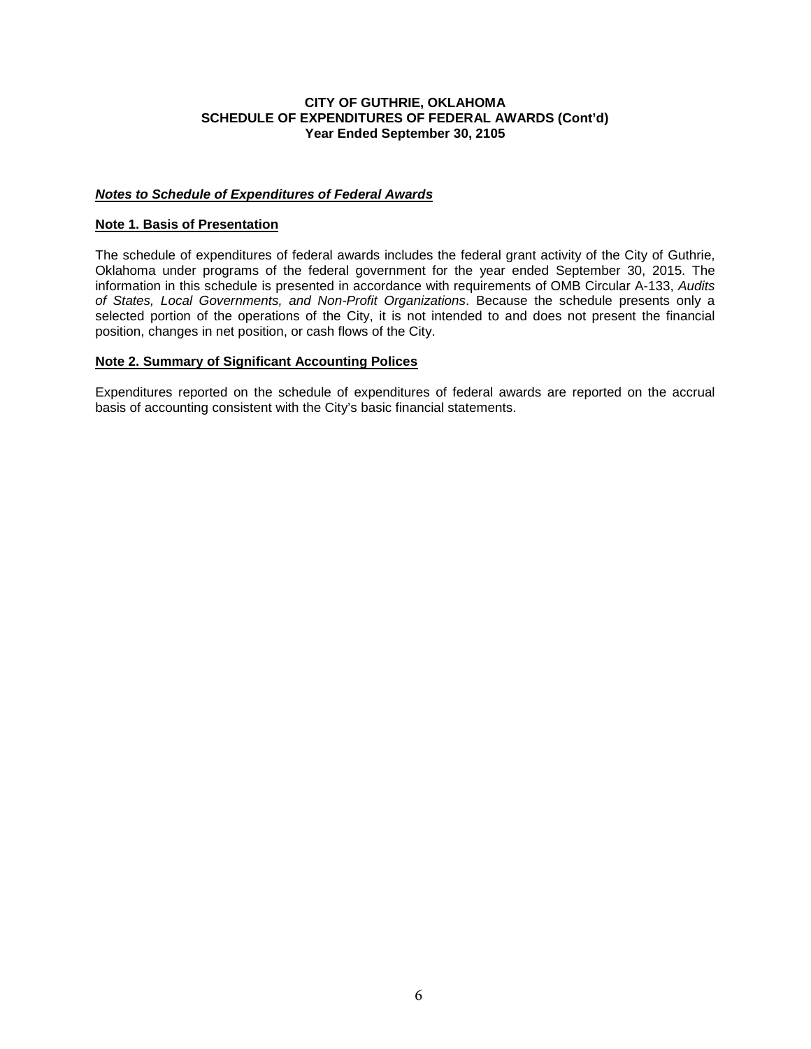**CITY OF GUTHRIE, OKLAHOMA**
**SCHEDULE OF EXPENDITURES OF FEDERAL AWARDS (Cont'd)**
**Year Ended September 30, 2105**

***Notes to Schedule of Expenditures of Federal Awards***

**Note 1. Basis of Presentation**

The schedule of expenditures of federal awards includes the federal grant activity of the City of Guthrie, Oklahoma under programs of the federal government for the year ended September 30, 2015. The information in this schedule is presented in accordance with requirements of OMB Circular A-133, *Audits of States, Local Governments, and Non-Profit Organizations*. Because the schedule presents only a selected portion of the operations of the City, it is not intended to and does not present the financial position, changes in net position, or cash flows of the City.

**Note 2. Summary of Significant Accounting Polices**

Expenditures reported on the schedule of expenditures of federal awards are reported on the accrual basis of accounting consistent with the City's basic financial statements.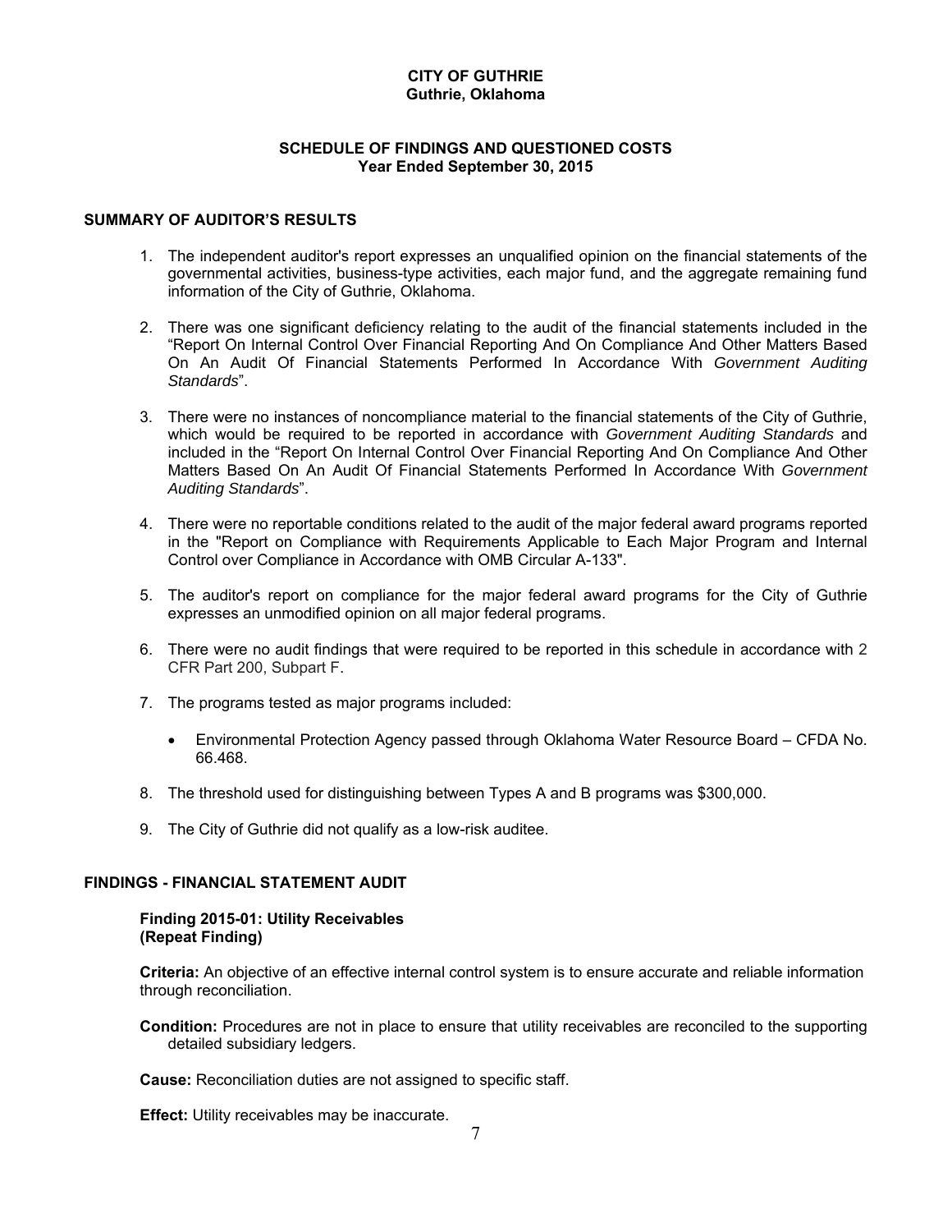**CITY OF GUTHRIE**
**Guthrie, Oklahoma**

**SCHEDULE OF FINDINGS AND QUESTIONED COSTS**
**Year Ended September 30, 2015**

## SUMMARY OF AUDITOR'S RESULTS

1. The independent auditor's report expresses an unqualified opinion on the financial statements of the governmental activities, business-type activities, each major fund, and the aggregate remaining fund information of the City of Guthrie, Oklahoma.

2. There was one significant deficiency relating to the audit of the financial statements included in the "Report On Internal Control Over Financial Reporting And On Compliance And Other Matters Based On An Audit Of Financial Statements Performed In Accordance With *Government Auditing Standards*".

3. There were no instances of noncompliance material to the financial statements of the City of Guthrie, which would be required to be reported in accordance with *Government Auditing Standards* and included in the "Report On Internal Control Over Financial Reporting And On Compliance And Other Matters Based On An Audit Of Financial Statements Performed In Accordance With *Government Auditing Standards*".

4. There were no reportable conditions related to the audit of the major federal award programs reported in the "Report on Compliance with Requirements Applicable to Each Major Program and Internal Control over Compliance in Accordance with OMB Circular A-133".

5. The auditor's report on compliance for the major federal award programs for the City of Guthrie expresses an unmodified opinion on all major federal programs.

6. There were no audit findings that were required to be reported in this schedule in accordance with 2 CFR Part 200, Subpart F.

7. The programs tested as major programs included:

   - Environmental Protection Agency passed through Oklahoma Water Resource Board – CFDA No. 66.468.

8. The threshold used for distinguishing between Types A and B programs was $300,000.

9. The City of Guthrie did not qualify as a low-risk auditee.

## FINDINGS - FINANCIAL STATEMENT AUDIT

**Finding 2015-01: Utility Receivables**
**(Repeat Finding)**

**Criteria:** An objective of an effective internal control system is to ensure accurate and reliable information through reconciliation.

**Condition:** Procedures are not in place to ensure that utility receivables are reconciled to the supporting detailed subsidiary ledgers.

**Cause:** Reconciliation duties are not assigned to specific staff.

**Effect:** Utility receivables may be inaccurate.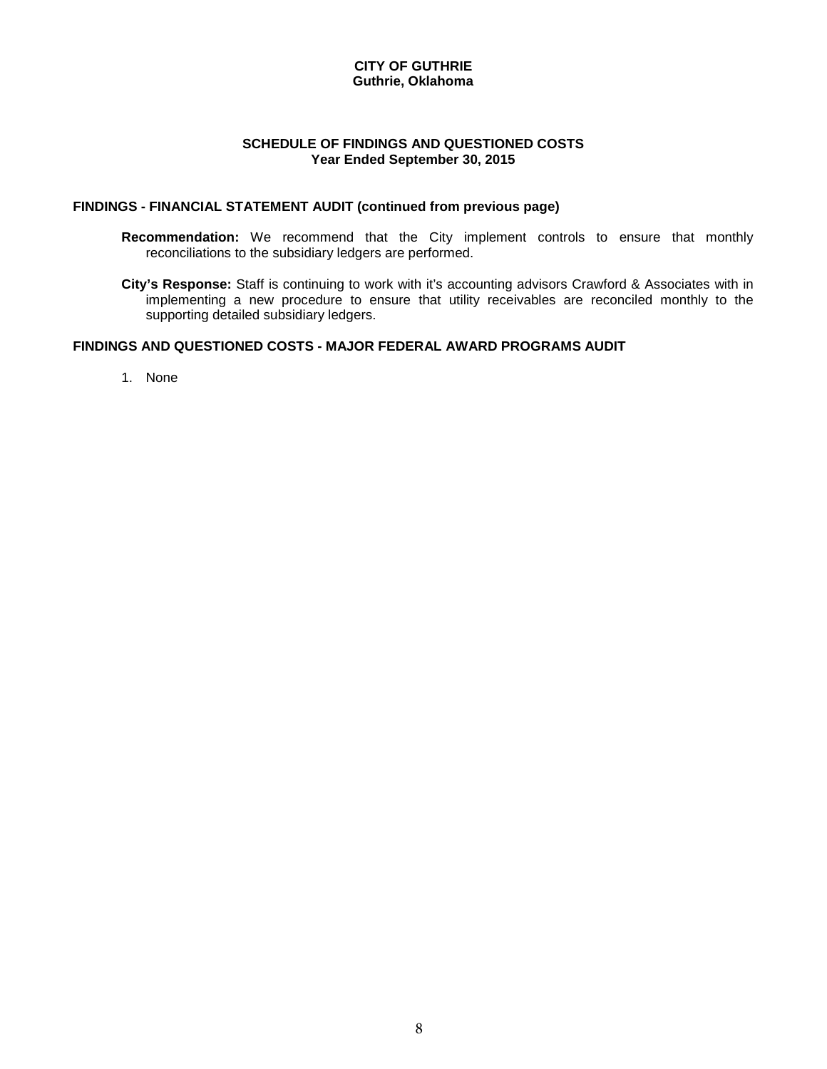**CITY OF GUTHRIE**
**Guthrie, Oklahoma**

**SCHEDULE OF FINDINGS AND QUESTIONED COSTS**
**Year Ended September 30, 2015**

## FINDINGS - FINANCIAL STATEMENT AUDIT (continued from previous page)

**Recommendation:** We recommend that the City implement controls to ensure that monthly reconciliations to the subsidiary ledgers are performed.

**City's Response:** Staff is continuing to work with it's accounting advisors Crawford & Associates with in implementing a new procedure to ensure that utility receivables are reconciled monthly to the supporting detailed subsidiary ledgers.

## FINDINGS AND QUESTIONED COSTS - MAJOR FEDERAL AWARD PROGRAMS AUDIT

1. None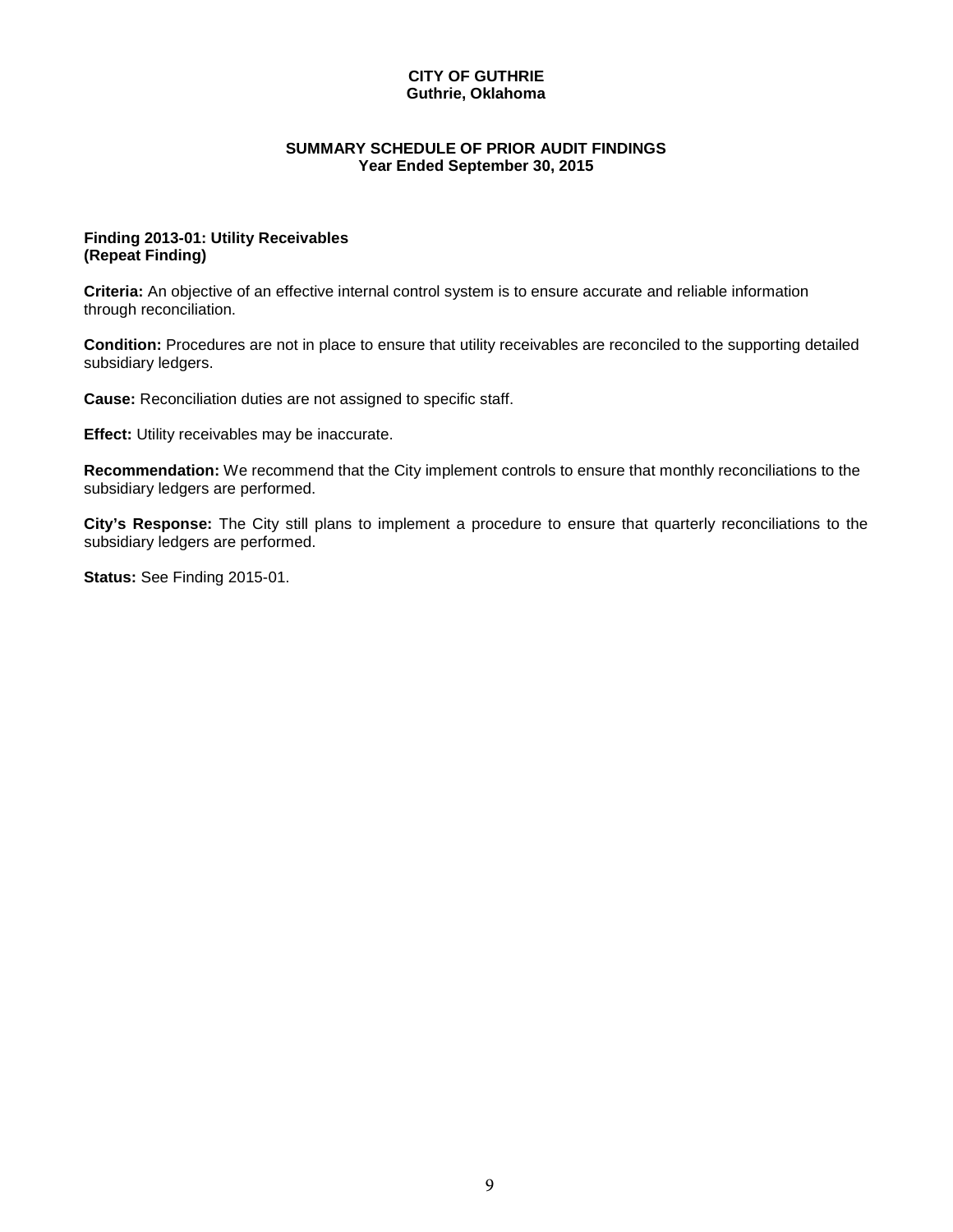**CITY OF GUTHRIE**
**Guthrie, Oklahoma**

## SUMMARY SCHEDULE OF PRIOR AUDIT FINDINGS
**Year Ended September 30, 2015**

### Finding 2013-01: Utility Receivables (Repeat Finding)

**Criteria:** An objective of an effective internal control system is to ensure accurate and reliable information through reconciliation.

**Condition:** Procedures are not in place to ensure that utility receivables are reconciled to the supporting detailed subsidiary ledgers.

**Cause:** Reconciliation duties are not assigned to specific staff.

**Effect:** Utility receivables may be inaccurate.

**Recommendation:** We recommend that the City implement controls to ensure that monthly reconciliations to the subsidiary ledgers are performed.

**City's Response:** The City still plans to implement a procedure to ensure that quarterly reconciliations to the subsidiary ledgers are performed.

**Status:** See Finding 2015-01.